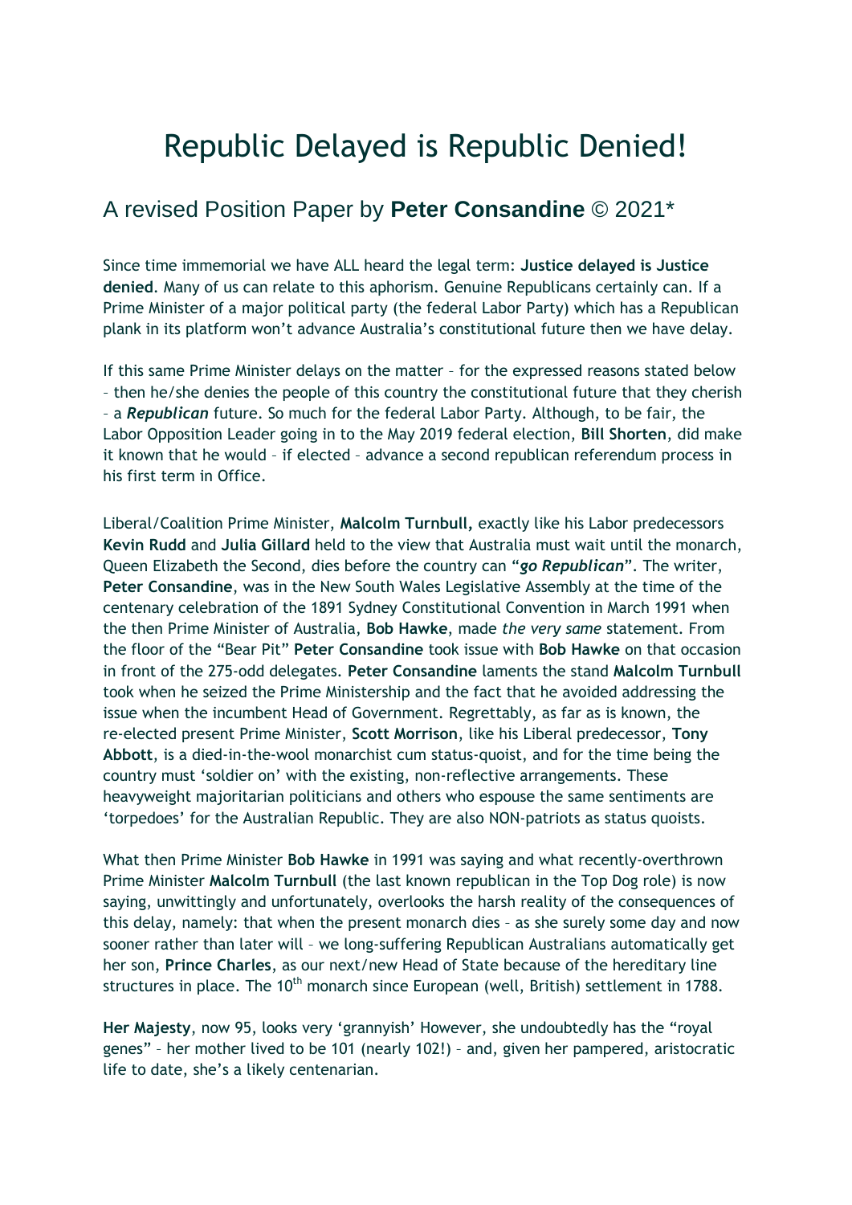# Republic Delayed is Republic Denied!

## A revised Position Paper by **Peter Consandine** © 2021*

Since time immemorial we have ALL heard the legal term: **Justice delayed is Justice denied**. Many of us can relate to this aphorism. Genuine Republicans certainly can. If a Prime Minister of a major political party (the federal Labor Party) which has a Republican plank in its platform won't advance Australia's constitutional future then we have delay.

If this same Prime Minister delays on the matter – for the expressed reasons stated below – then he/she denies the people of this country the constitutional future that they cherish – a ***Republican*** future. So much for the federal Labor Party. Although, to be fair, the Labor Opposition Leader going in to the May 2019 federal election, **Bill Shorten**, did make it known that he would – if elected – advance a second republican referendum process in his first term in Office.

Liberal/Coalition Prime Minister, **Malcolm Turnbull,** exactly like his Labor predecessors **Kevin Rudd** and **Julia Gillard** held to the view that Australia must wait until the monarch, Queen Elizabeth the Second, dies before the country can "***go Republican***". The writer, **Peter Consandine**, was in the New South Wales Legislative Assembly at the time of the centenary celebration of the 1891 Sydney Constitutional Convention in March 1991 when the then Prime Minister of Australia, **Bob Hawke**, made *the very same* statement. From the floor of the "Bear Pit" **Peter Consandine** took issue with **Bob Hawke** on that occasion in front of the 275-odd delegates. **Peter Consandine** laments the stand **Malcolm Turnbull** took when he seized the Prime Ministership and the fact that he avoided addressing the issue when the incumbent Head of Government. Regrettably, as far as is known, the re-elected present Prime Minister, **Scott Morrison**, like his Liberal predecessor, **Tony Abbott**, is a died-in-the-wool monarchist cum status-quoist, and for the time being the country must 'soldier on' with the existing, non-reflective arrangements. These heavyweight majoritarian politicians and others who espouse the same sentiments are 'torpedoes' for the Australian Republic. They are also NON-patriots as status quoists.

What then Prime Minister **Bob Hawke** in 1991 was saying and what recently-overthrown Prime Minister **Malcolm Turnbull** (the last known republican in the Top Dog role) is now saying, unwittingly and unfortunately, overlooks the harsh reality of the consequences of this delay, namely: that when the present monarch dies – as she surely some day and now sooner rather than later will – we long-suffering Republican Australians automatically get her son, **Prince Charles**, as our next/new Head of State because of the hereditary line structures in place. The 10th monarch since European (well, British) settlement in 1788.

**Her Majesty**, now 95, looks very 'grannyish' However, she undoubtedly has the "royal genes" – her mother lived to be 101 (nearly 102!) – and, given her pampered, aristocratic life to date, she's a likely centenarian.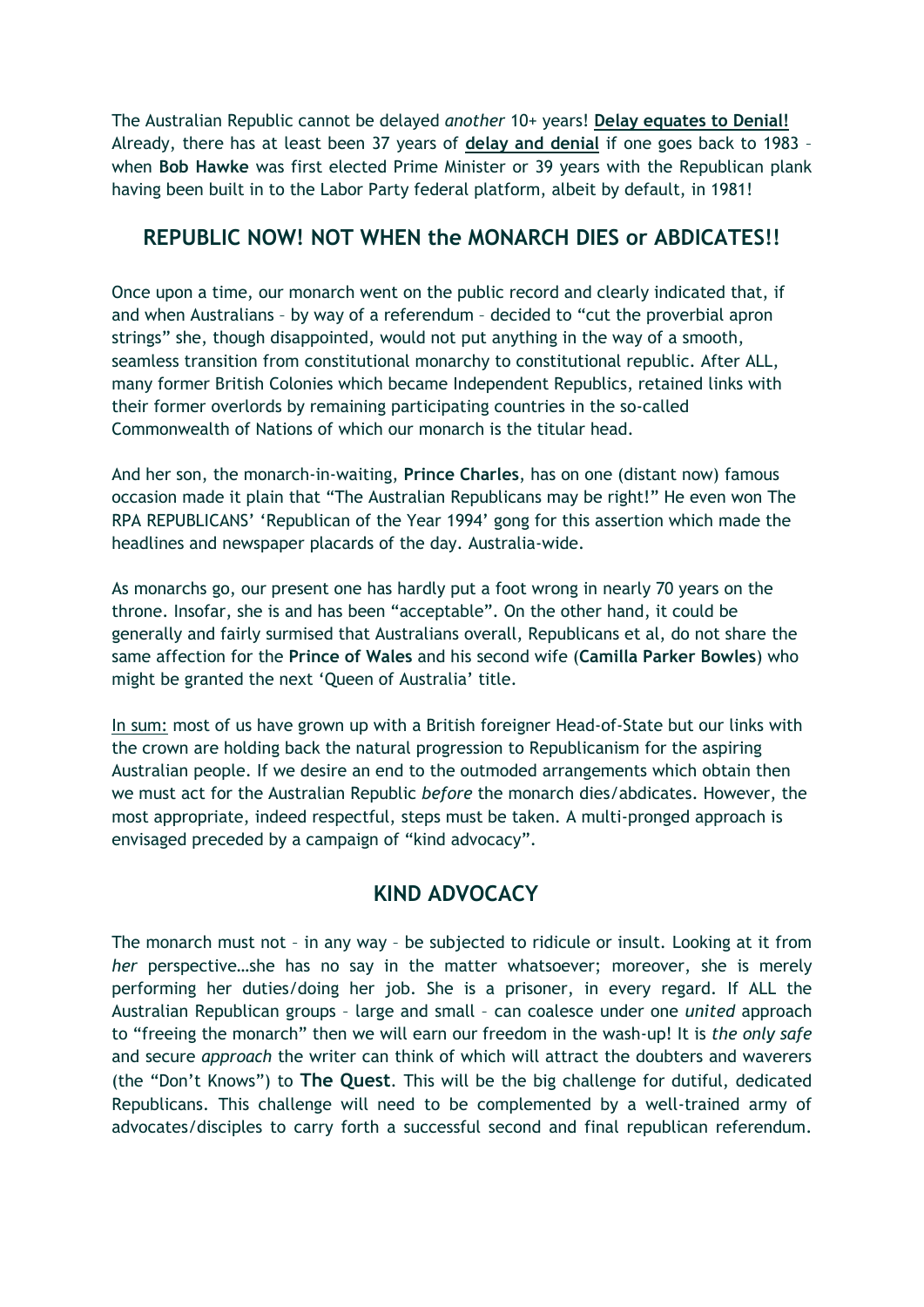The Australian Republic cannot be delayed *another* 10+ years! **Delay equates to Denial!** Already, there has at least been 37 years of **delay and denial** if one goes back to 1983 – when **Bob Hawke** was first elected Prime Minister or 39 years with the Republican plank having been built in to the Labor Party federal platform, albeit by default, in 1981!

## REPUBLIC NOW! NOT WHEN the MONARCH DIES or ABDICATES!!

Once upon a time, our monarch went on the public record and clearly indicated that, if and when Australians – by way of a referendum – decided to "cut the proverbial apron strings" she, though disappointed, would not put anything in the way of a smooth, seamless transition from constitutional monarchy to constitutional republic. After ALL, many former British Colonies which became Independent Republics, retained links with their former overlords by remaining participating countries in the so-called Commonwealth of Nations of which our monarch is the titular head.

And her son, the monarch-in-waiting, **Prince Charles**, has on one (distant now) famous occasion made it plain that "The Australian Republicans may be right!" He even won The RPA REPUBLICANS' 'Republican of the Year 1994' gong for this assertion which made the headlines and newspaper placards of the day. Australia-wide.

As monarchs go, our present one has hardly put a foot wrong in nearly 70 years on the throne. Insofar, she is and has been "acceptable". On the other hand, it could be generally and fairly surmised that Australians overall, Republicans et al, do not share the same affection for the **Prince of Wales** and his second wife (**Camilla Parker Bowles**) who might be granted the next 'Queen of Australia' title.

In sum: most of us have grown up with a British foreigner Head-of-State but our links with the crown are holding back the natural progression to Republicanism for the aspiring Australian people. If we desire an end to the outmoded arrangements which obtain then we must act for the Australian Republic *before* the monarch dies/abdicates. However, the most appropriate, indeed respectful, steps must be taken. A multi-pronged approach is envisaged preceded by a campaign of "kind advocacy".

## KIND ADVOCACY

The monarch must not – in any way – be subjected to ridicule or insult. Looking at it from *her* perspective…she has no say in the matter whatsoever; moreover, she is merely performing her duties/doing her job. She is a prisoner, in every regard. If ALL the Australian Republican groups – large and small – can coalesce under one *united* approach to "freeing the monarch" then we will earn our freedom in the wash-up! It is *the only safe* and secure *approach* the writer can think of which will attract the doubters and waverers (the "Don't Knows") to **The Quest**. This will be the big challenge for dutiful, dedicated Republicans. This challenge will need to be complemented by a well-trained army of advocates/disciples to carry forth a successful second and final republican referendum.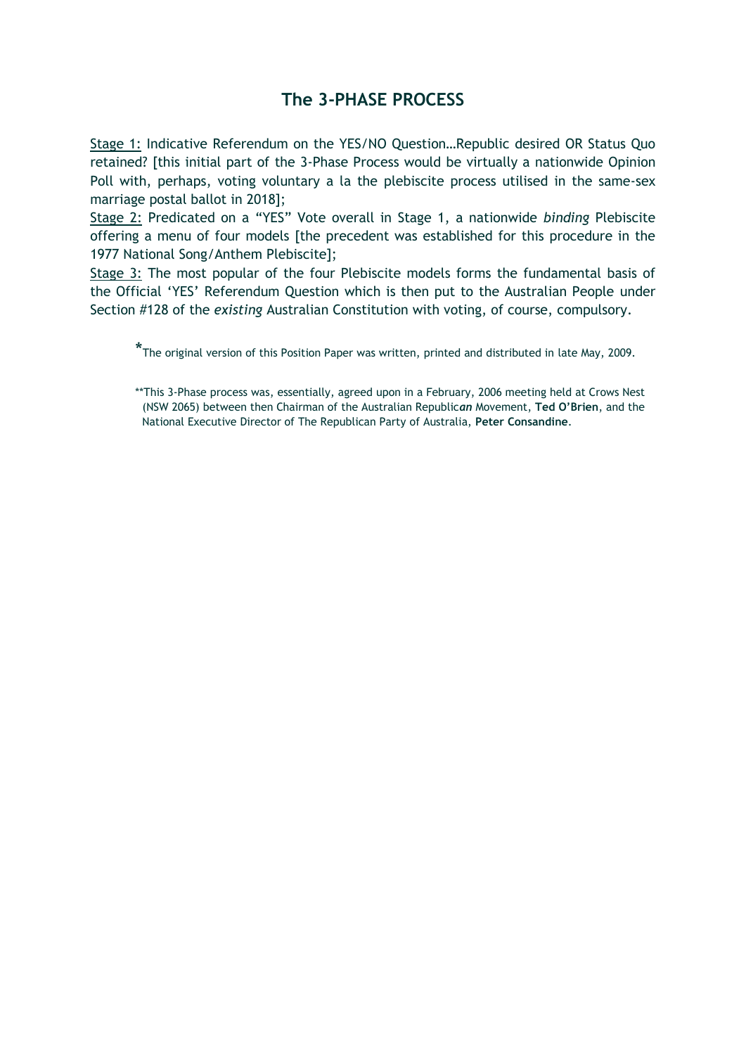## The 3-PHASE PROCESS

<u>Stage 1:</u> Indicative Referendum on the YES/NO Question…Republic desired OR Status Quo retained? [this initial part of the 3-Phase Process would be virtually a nationwide Opinion Poll with, perhaps, voting voluntary a la the plebiscite process utilised in the same-sex marriage postal ballot in 2018];

<u>Stage 2:</u> Predicated on a "YES" Vote overall in Stage 1, a nationwide *binding* Plebiscite offering a menu of four models [the precedent was established for this procedure in the 1977 National Song/Anthem Plebiscite];

<u>Stage 3:</u> The most popular of the four Plebiscite models forms the fundamental basis of the Official 'YES' Referendum Question which is then put to the Australian People under Section #128 of the *existing* Australian Constitution with voting, of course, compulsory.

*The original version of this Position Paper was written, printed and distributed in late May, 2009.

**This 3-Phase process was, essentially, agreed upon in a February, 2006 meeting held at Crows Nest (NSW 2065) between then Chairman of the Australian Republic***an*** Movement, **Ted O'Brien**, and the National Executive Director of The Republican Party of Australia, **Peter Consandine**.